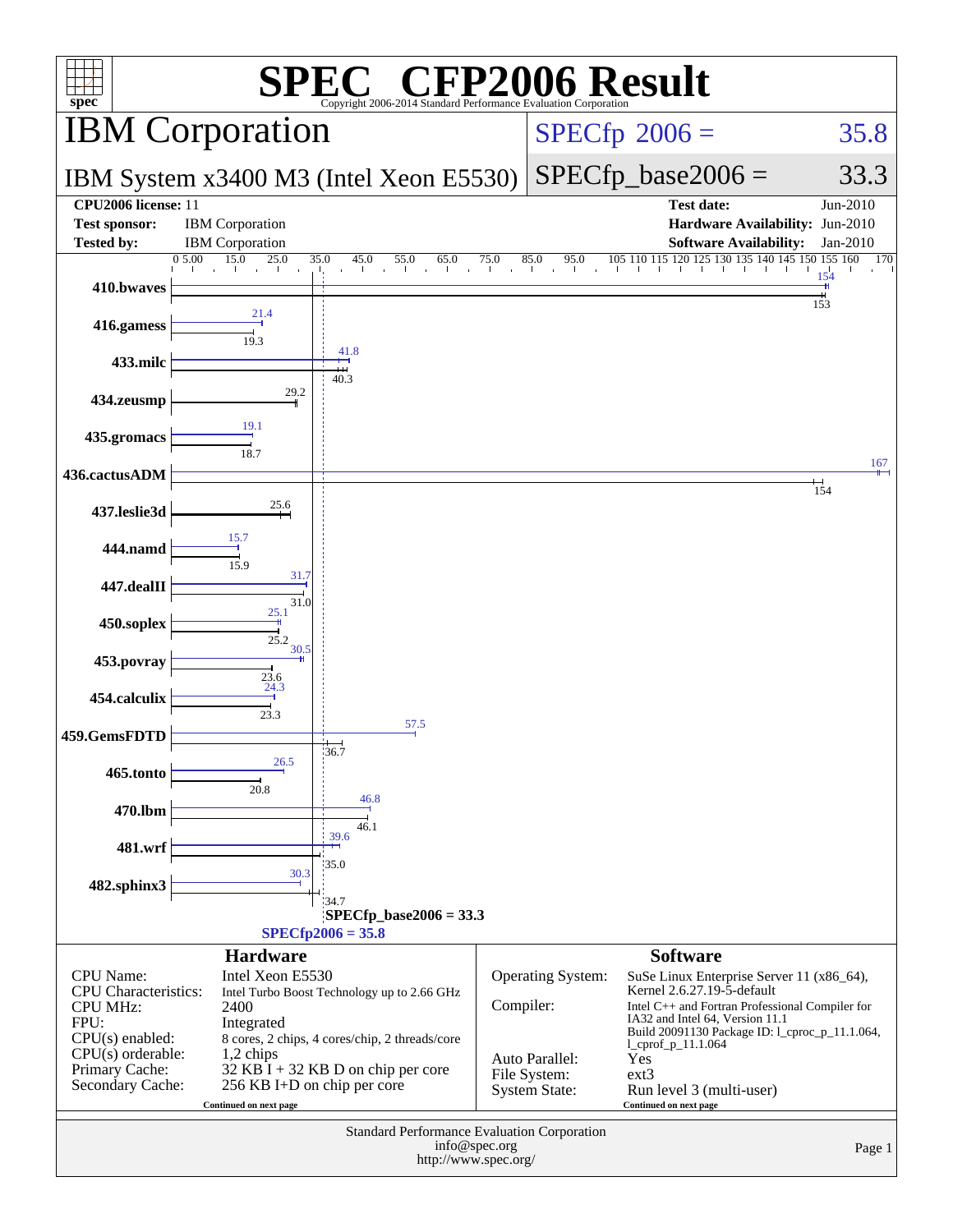# SPEC® CFP2006 Result

Copyright 2006-2014 Standard Performance Evaluation Corporation

## IBM Corporation

**IBM System x3400 M3 (Intel Xeon E5530)**

| | |
|---|---|
| SPECfp 2006 = | 35.8 |
| SPECfp_base2006 = | 33.3 |

| | | | |
|---|---|---|---|
| **CPU2006 license:** | 11 | **Test date:** | Jun-2010 |
| **Test sponsor:** | IBM Corporation | **Hardware Availability:** | Jun-2010 |
| **Tested by:** | IBM Corporation | **Software Availability:** | Jan-2010 |

| Benchmark | Peak | Base |
|---|---|---|
| 410.bwaves | 154 | 153 |
| 416.gamess | 21.4 | 19.3 |
| 433.milc | 41.8 | 40.3 |
| 434.zeusmp | 29.2 | 29.2 |
| 435.gromacs | 19.1 | 18.7 |
| 436.cactusADM | 167 | 154 |
| 437.leslie3d | 25.6 | 25.6 |
| 444.namd | 15.7 | 15.9 |
| 447.dealII | 31.7 | 31.0 |
| 450.soplex | 25.1 | 25.2 |
| 453.povray | 30.5 | 23.6 |
| 454.calculix | 24.3 | 23.3 |
| 459.GemsFDTD | 57.5 | 36.7 |
| 465.tonto | 26.5 | 20.8 |
| 470.lbm | 46.8 | 46.1 |
| 481.wrf | 39.6 | 35.0 |
| 482.sphinx3 | 30.3 | 34.7 |

SPECfp_base2006 = 33.3

SPECfp2006 = 35.8

### Hardware

| | |
|---|---|
| CPU Name: | Intel Xeon E5530 |
| CPU Characteristics: | Intel Turbo Boost Technology up to 2.66 GHz |
| CPU MHz: | 2400 |
| FPU: | Integrated |
| CPU(s) enabled: | 8 cores, 2 chips, 4 cores/chip, 2 threads/core |
| CPU(s) orderable: | 1,2 chips |
| Primary Cache: | 32 KB I + 32 KB D on chip per core |
| Secondary Cache: | 256 KB I+D on chip per core |

Continued on next page

### Software

| | |
|---|---|
| Operating System: | SuSe Linux Enterprise Server 11 (x86_64), Kernel 2.6.27.19-5-default |
| Compiler: | Intel C++ and Fortran Professional Compiler for IA32 and Intel 64, Version 11.1 Build 20091130 Package ID: l_cproc_p_11.1.064, l_cprof_p_11.1.064 |
| Auto Parallel: | Yes |
| File System: | ext3 |
| System State: | Run level 3 (multi-user) |

Continued on next page

Standard Performance Evaluation Corporation
info@spec.org
http://www.spec.org/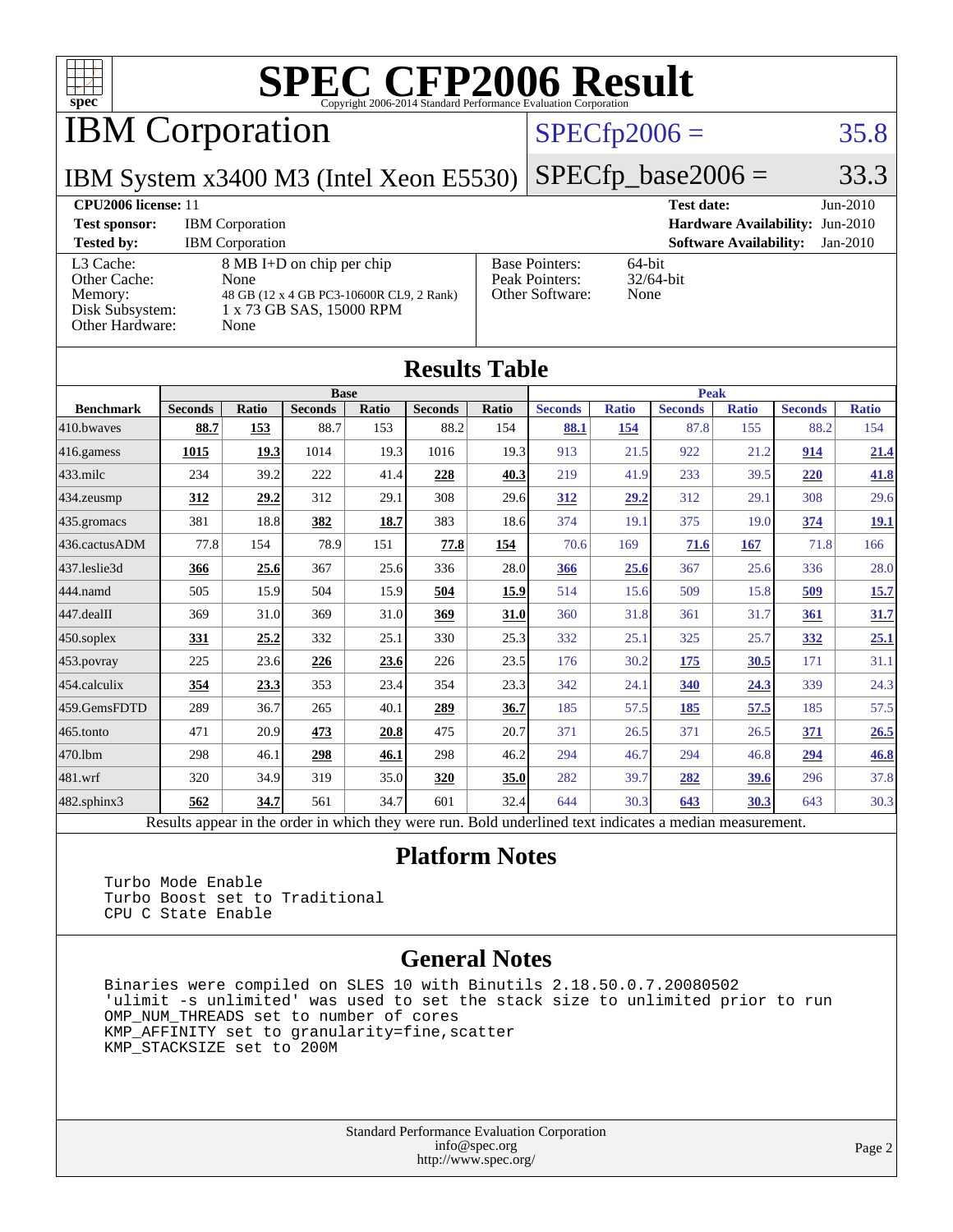# SPEC CFP2006 Result

Copyright 2006-2014 Standard Performance Evaluation Corporation

## IBM Corporation

IBM System x3400 M3 (Intel Xeon E5530)

SPECfp2006 = 35.8

SPECfp_base2006 = 33.3

| | | | |
|---|---|---|---|
| **CPU2006 license:** 11 | | **Test date:** | Jun-2010 |
| **Test sponsor:** | IBM Corporation | **Hardware Availability:** | Jun-2010 |
| **Tested by:** | IBM Corporation | **Software Availability:** | Jan-2010 |

| | |
|---|---|
| L3 Cache: | 8 MB I+D on chip per chip |
| Other Cache: | None |
| Memory: | 48 GB (12 x 4 GB PC3-10600R CL9, 2 Rank) |
| Disk Subsystem: | 1 x 73 GB SAS, 15000 RPM |
| Other Hardware: | None |

| | |
|---|---|
| Base Pointers: | 64-bit |
| Peak Pointers: | 32/64-bit |
| Other Software: | None |

## Results Table

| | Base | | | | | | Peak | | | | | |
|---|---|---|---|---|---|---|---|---|---|---|---|---|
| **Benchmark** | **Seconds** | **Ratio** | **Seconds** | **Ratio** | **Seconds** | **Ratio** | **Seconds** | **Ratio** | **Seconds** | **Ratio** | **Seconds** | **Ratio** |
| 410.bwaves | **88.7** | **153** | 88.7 | 153 | 88.2 | 154 | **88.1** | **154** | 87.8 | 155 | 88.2 | 154 |
| 416.gamess | **1015** | **19.3** | 1014 | 19.3 | 1016 | 19.3 | 913 | 21.5 | 922 | 21.2 | **914** | **21.4** |
| 433.milc | 234 | 39.2 | 222 | 41.4 | **228** | **40.3** | 219 | 41.9 | 233 | 39.5 | **220** | **41.8** |
| 434.zeusmp | **312** | **29.2** | 312 | 29.1 | 308 | 29.6 | **312** | **29.2** | 312 | 29.1 | 308 | 29.6 |
| 435.gromacs | 381 | 18.8 | **382** | **18.7** | 383 | 18.6 | 374 | 19.1 | 375 | 19.0 | **374** | **19.1** |
| 436.cactusADM | 77.8 | 154 | 78.9 | 151 | **77.8** | **154** | 70.6 | 169 | **71.6** | **167** | 71.8 | 166 |
| 437.leslie3d | **366** | **25.6** | 367 | 25.6 | 336 | 28.0 | **366** | **25.6** | 367 | 25.6 | 336 | 28.0 |
| 444.namd | 505 | 15.9 | 504 | 15.9 | **504** | **15.9** | 514 | 15.6 | 509 | 15.8 | **509** | **15.7** |
| 447.dealII | 369 | 31.0 | 369 | 31.0 | **369** | **31.0** | 360 | 31.8 | 361 | 31.7 | **361** | **31.7** |
| 450.soplex | **331** | **25.2** | 332 | 25.1 | 330 | 25.3 | 332 | 25.1 | 325 | 25.7 | **332** | **25.1** |
| 453.povray | 225 | 23.6 | **226** | **23.6** | 226 | 23.5 | 176 | 30.2 | **175** | **30.5** | 171 | 31.1 |
| 454.calculix | **354** | **23.3** | 353 | 23.4 | 354 | 23.3 | 342 | 24.1 | **340** | **24.3** | 339 | 24.3 |
| 459.GemsFDTD | 289 | 36.7 | 265 | 40.1 | **289** | **36.7** | 185 | 57.5 | **185** | **57.5** | 185 | 57.5 |
| 465.tonto | 471 | 20.9 | **473** | **20.8** | 475 | 20.7 | 371 | 26.5 | 371 | 26.5 | **371** | **26.5** |
| 470.lbm | 298 | 46.1 | **298** | **46.1** | 298 | 46.2 | 294 | 46.7 | 294 | 46.8 | **294** | **46.8** |
| 481.wrf | 320 | 34.9 | 319 | 35.0 | **320** | **35.0** | 282 | 39.7 | **282** | **39.6** | 296 | 37.8 |
| 482.sphinx3 | **562** | **34.7** | 561 | 34.7 | 601 | 32.4 | 644 | 30.3 | **643** | **30.3** | 643 | 30.3 |

Results appear in the order in which they were run. Bold underlined text indicates a median measurement.

## Platform Notes

```
Turbo Mode Enable
Turbo Boost set to Traditional
CPU C State Enable
```

## General Notes

```
Binaries were compiled on SLES 10 with Binutils 2.18.50.0.7.20080502
'ulimit -s unlimited' was used to set the stack size to unlimited prior to run
OMP_NUM_THREADS set to number of cores
KMP_AFFINITY set to granularity=fine,scatter
KMP_STACKSIZE set to 200M
```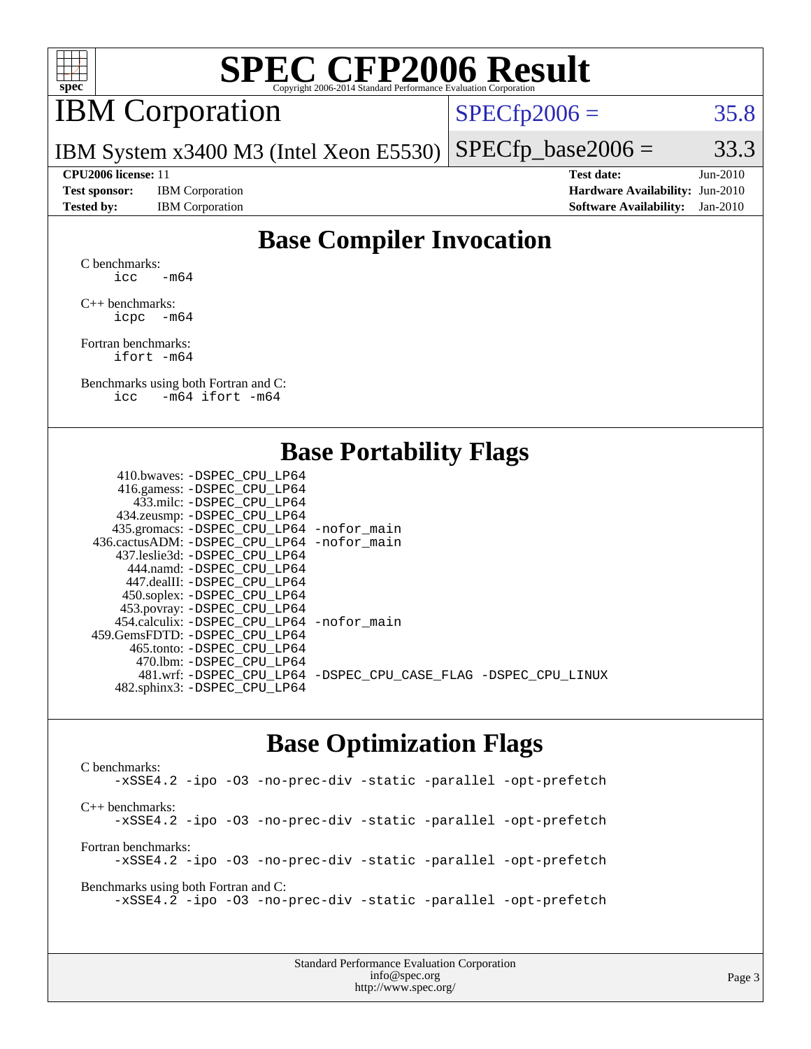# SPEC CFP2006 Result

Copyright 2006-2014 Standard Performance Evaluation Corporation

## IBM Corporation

IBM System x3400 M3 (Intel Xeon E5530)

SPECfp2006 = 35.8

SPECfp_base2006 = 33.3

| | | | |
|---|---|---|---|
| **CPU2006 license:** 11 | | **Test date:** | Jun-2010 |
| **Test sponsor:** | IBM Corporation | **Hardware Availability:** | Jun-2010 |
| **Tested by:** | IBM Corporation | **Software Availability:** | Jan-2010 |

## Base Compiler Invocation

C benchmarks:
```
icc   -m64
```

C++ benchmarks:
```
icpc  -m64
```

Fortran benchmarks:
```
ifort -m64
```

Benchmarks using both Fortran and C:
```
icc   -m64 ifort -m64
```

## Base Portability Flags

| Benchmark | Flags |
|---|---|
| 410.bwaves: | -DSPEC_CPU_LP64 |
| 416.gamess: | -DSPEC_CPU_LP64 |
| 433.milc: | -DSPEC_CPU_LP64 |
| 434.zeusmp: | -DSPEC_CPU_LP64 |
| 435.gromacs: | -DSPEC_CPU_LP64 -nofor_main |
| 436.cactusADM: | -DSPEC_CPU_LP64 -nofor_main |
| 437.leslie3d: | -DSPEC_CPU_LP64 |
| 444.namd: | -DSPEC_CPU_LP64 |
| 447.dealII: | -DSPEC_CPU_LP64 |
| 450.soplex: | -DSPEC_CPU_LP64 |
| 453.povray: | -DSPEC_CPU_LP64 |
| 454.calculix: | -DSPEC_CPU_LP64 -nofor_main |
| 459.GemsFDTD: | -DSPEC_CPU_LP64 |
| 465.tonto: | -DSPEC_CPU_LP64 |
| 470.lbm: | -DSPEC_CPU_LP64 |
| 481.wrf: | -DSPEC_CPU_LP64 -DSPEC_CPU_CASE_FLAG -DSPEC_CPU_LINUX |
| 482.sphinx3: | -DSPEC_CPU_LP64 |

## Base Optimization Flags

C benchmarks:
```
-xSSE4.2 -ipo -O3 -no-prec-div -static -parallel -opt-prefetch
```

C++ benchmarks:
```
-xSSE4.2 -ipo -O3 -no-prec-div -static -parallel -opt-prefetch
```

Fortran benchmarks:
```
-xSSE4.2 -ipo -O3 -no-prec-div -static -parallel -opt-prefetch
```

Benchmarks using both Fortran and C:
```
-xSSE4.2 -ipo -O3 -no-prec-div -static -parallel -opt-prefetch
```

Standard Performance Evaluation Corporation
info@spec.org
http://www.spec.org/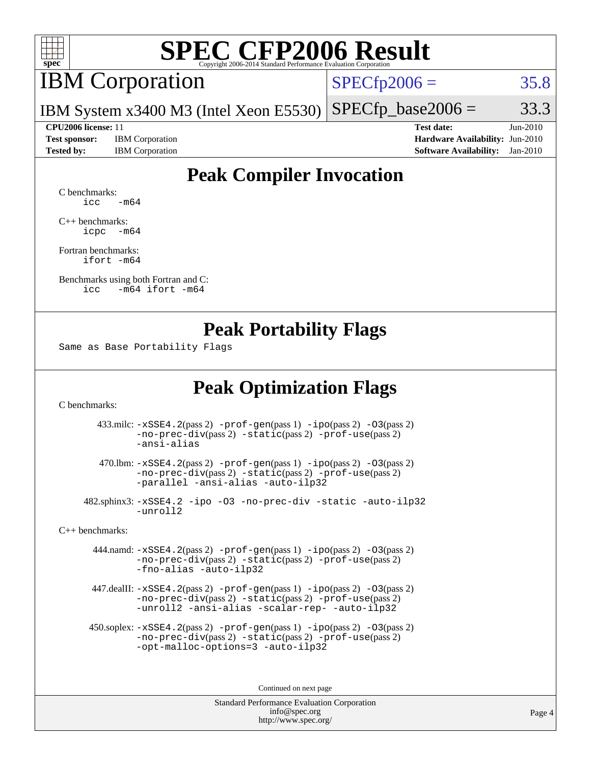# SPEC CFP2006 Result

Copyright 2006-2014 Standard Performance Evaluation Corporation

## IBM Corporation

IBM System x3400 M3 (Intel Xeon E5530)

SPECfp2006 = 35.8

SPECfp_base2006 = 33.3

| | | | |
|---|---|---|---|
| **CPU2006 license:** 11 | | **Test date:** | Jun-2010 |
| **Test sponsor:** | IBM Corporation | **Hardware Availability:** | Jun-2010 |
| **Tested by:** | IBM Corporation | **Software Availability:** | Jan-2010 |

## Peak Compiler Invocation

C benchmarks:
```
icc   -m64
```

C++ benchmarks:
```
icpc  -m64
```

Fortran benchmarks:
```
ifort -m64
```

Benchmarks using both Fortran and C:
```
icc   -m64 ifort -m64
```

## Peak Portability Flags

```
Same as Base Portability Flags
```

## Peak Optimization Flags

C benchmarks:

433.milc: `-xSSE4.2`(pass 2) `-prof-gen`(pass 1) `-ipo`(pass 2) `-O3`(pass 2) `-no-prec-div`(pass 2) `-static`(pass 2) `-prof-use`(pass 2) `-ansi-alias`

470.lbm: `-xSSE4.2`(pass 2) `-prof-gen`(pass 1) `-ipo`(pass 2) `-O3`(pass 2) `-no-prec-div`(pass 2) `-static`(pass 2) `-prof-use`(pass 2) `-parallel -ansi-alias -auto-ilp32`

482.sphinx3: `-xSSE4.2 -ipo -O3 -no-prec-div -static -auto-ilp32 -unroll2`

C++ benchmarks:

444.namd: `-xSSE4.2`(pass 2) `-prof-gen`(pass 1) `-ipo`(pass 2) `-O3`(pass 2) `-no-prec-div`(pass 2) `-static`(pass 2) `-prof-use`(pass 2) `-fno-alias -auto-ilp32`

447.dealII: `-xSSE4.2`(pass 2) `-prof-gen`(pass 1) `-ipo`(pass 2) `-O3`(pass 2) `-no-prec-div`(pass 2) `-static`(pass 2) `-prof-use`(pass 2) `-unroll2 -ansi-alias -scalar-rep- -auto-ilp32`

450.soplex: `-xSSE4.2`(pass 2) `-prof-gen`(pass 1) `-ipo`(pass 2) `-O3`(pass 2) `-no-prec-div`(pass 2) `-static`(pass 2) `-prof-use`(pass 2) `-opt-malloc-options=3 -auto-ilp32`

Continued on next page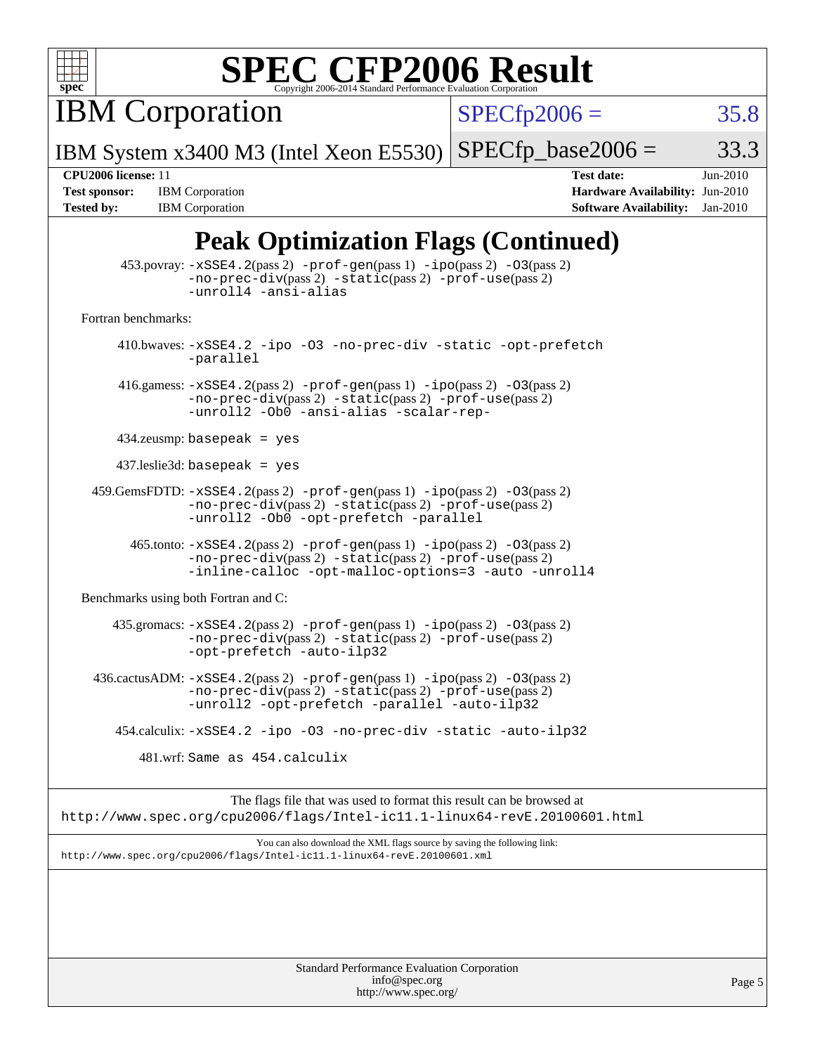# SPEC CFP2006 Result

Copyright 2006-2014 Standard Performance Evaluation Corporation

**IBM Corporation**

IBM System x3400 M3 (Intel Xeon E5530)

SPECfp2006 = 35.8

SPECfp_base2006 = 33.3

| | | | |
|---|---|---|---|
| **CPU2006 license:** 11 | | **Test date:** | Jun-2010 |
| **Test sponsor:** | IBM Corporation | **Hardware Availability:** | Jun-2010 |
| **Tested by:** | IBM Corporation | **Software Availability:** | Jan-2010 |

## Peak Optimization Flags (Continued)

453.povray: -xSSE4.2(pass 2) -prof-gen(pass 1) -ipo(pass 2) -O3(pass 2) -no-prec-div(pass 2) -static(pass 2) -prof-use(pass 2) -unroll4 -ansi-alias

Fortran benchmarks:

410.bwaves: -xSSE4.2 -ipo -O3 -no-prec-div -static -opt-prefetch -parallel

416.gamess: -xSSE4.2(pass 2) -prof-gen(pass 1) -ipo(pass 2) -O3(pass 2) -no-prec-div(pass 2) -static(pass 2) -prof-use(pass 2) -unroll2 -Ob0 -ansi-alias -scalar-rep-

434.zeusmp: basepeak = yes

437.leslie3d: basepeak = yes

459.GemsFDTD: -xSSE4.2(pass 2) -prof-gen(pass 1) -ipo(pass 2) -O3(pass 2) -no-prec-div(pass 2) -static(pass 2) -prof-use(pass 2) -unroll2 -Ob0 -opt-prefetch -parallel

465.tonto: -xSSE4.2(pass 2) -prof-gen(pass 1) -ipo(pass 2) -O3(pass 2) -no-prec-div(pass 2) -static(pass 2) -prof-use(pass 2) -inline-calloc -opt-malloc-options=3 -auto -unroll4

Benchmarks using both Fortran and C:

435.gromacs: -xSSE4.2(pass 2) -prof-gen(pass 1) -ipo(pass 2) -O3(pass 2) -no-prec-div(pass 2) -static(pass 2) -prof-use(pass 2) -opt-prefetch -auto-ilp32

436.cactusADM: -xSSE4.2(pass 2) -prof-gen(pass 1) -ipo(pass 2) -O3(pass 2) -no-prec-div(pass 2) -static(pass 2) -prof-use(pass 2) -unroll2 -opt-prefetch -parallel -auto-ilp32

454.calculix: -xSSE4.2 -ipo -O3 -no-prec-div -static -auto-ilp32

481.wrf: Same as 454.calculix

The flags file that was used to format this result can be browsed at
http://www.spec.org/cpu2006/flags/Intel-ic11.1-linux64-revE.20100601.html

You can also download the XML flags source by saving the following link:
http://www.spec.org/cpu2006/flags/Intel-ic11.1-linux64-revE.20100601.xml

Standard Performance Evaluation Corporation
info@spec.org
http://www.spec.org/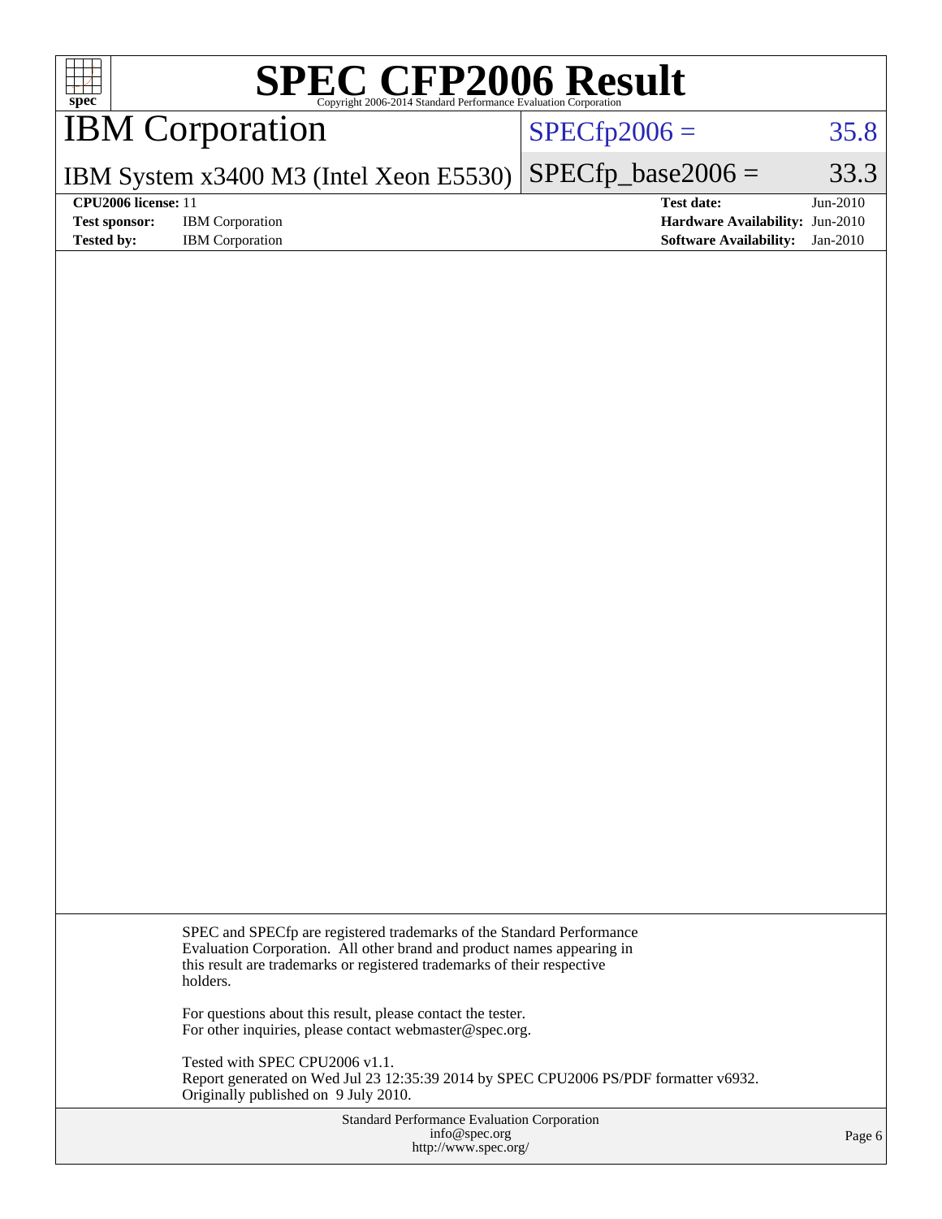# SPEC CFP2006 Result

Copyright 2006-2014 Standard Performance Evaluation Corporation

## IBM Corporation

IBM System x3400 M3 (Intel Xeon E5530)

SPECfp2006 = 35.8

SPECfp_base2006 = 33.3

**CPU2006 license:** 11
**Test sponsor:** IBM Corporation
**Tested by:** IBM Corporation

**Test date:** Jun-2010
**Hardware Availability:** Jun-2010
**Software Availability:** Jan-2010

SPEC and SPECfp are registered trademarks of the Standard Performance Evaluation Corporation. All other brand and product names appearing in this result are trademarks or registered trademarks of their respective holders.

For questions about this result, please contact the tester.
For other inquiries, please contact webmaster@spec.org.

Tested with SPEC CPU2006 v1.1.
Report generated on Wed Jul 23 12:35:39 2014 by SPEC CPU2006 PS/PDF formatter v6932.
Originally published on 9 July 2010.

Standard Performance Evaluation Corporation
info@spec.org
http://www.spec.org/